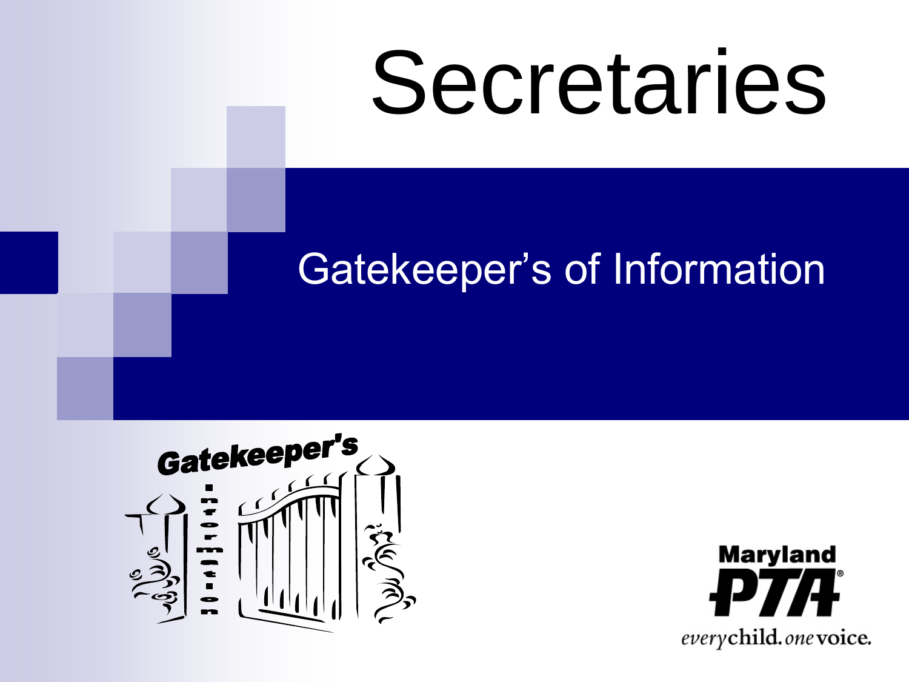# Secretaries

## Gatekeeper's of Information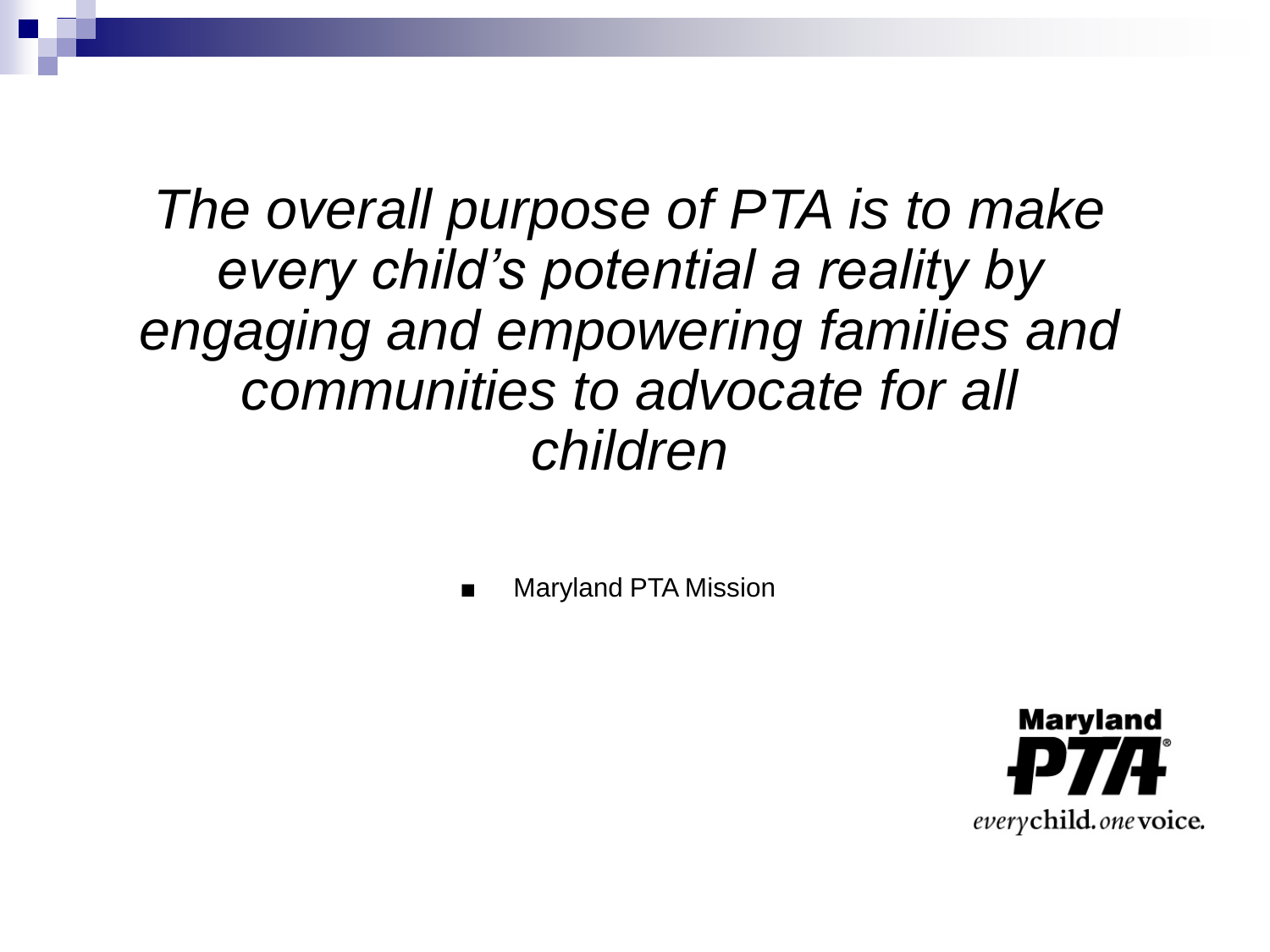*The overall purpose of PTA is to make every child's potential a reality by engaging and empowering families and communities to advocate for all children*

- Maryland PTA Mission

Maryland PTA
everychild. onevoice.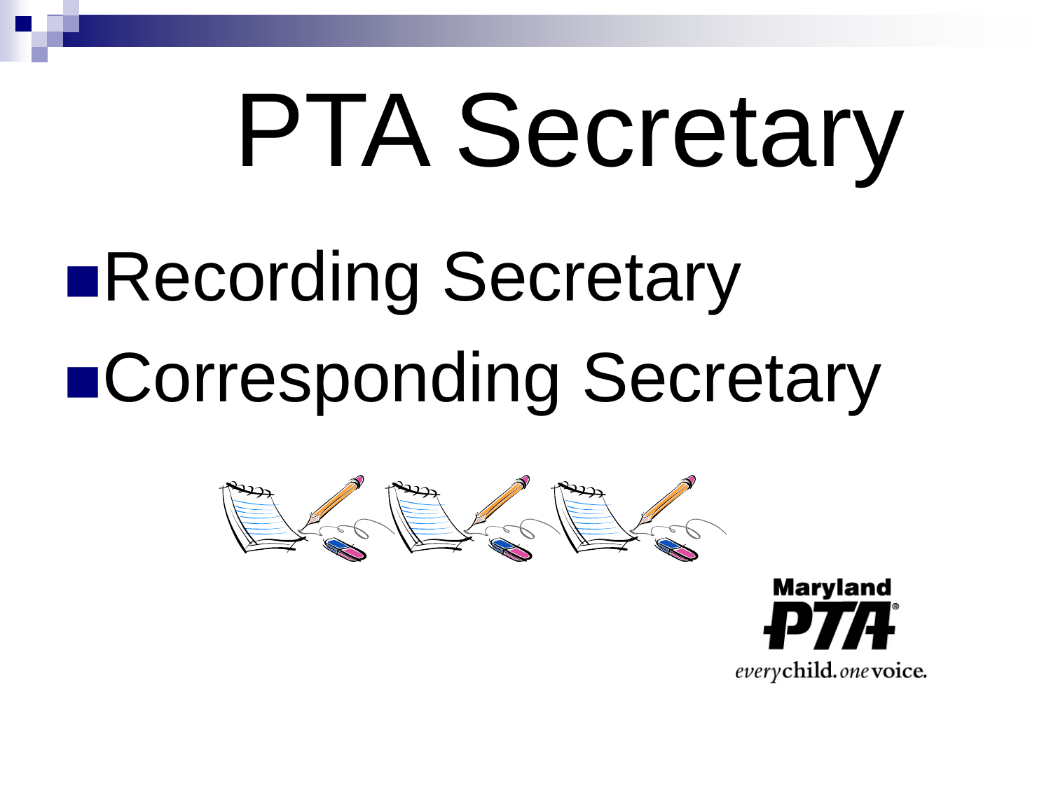# PTA Secretary

- Recording Secretary
- Corresponding Secretary

Maryland PTA

*every* child. *one* voice.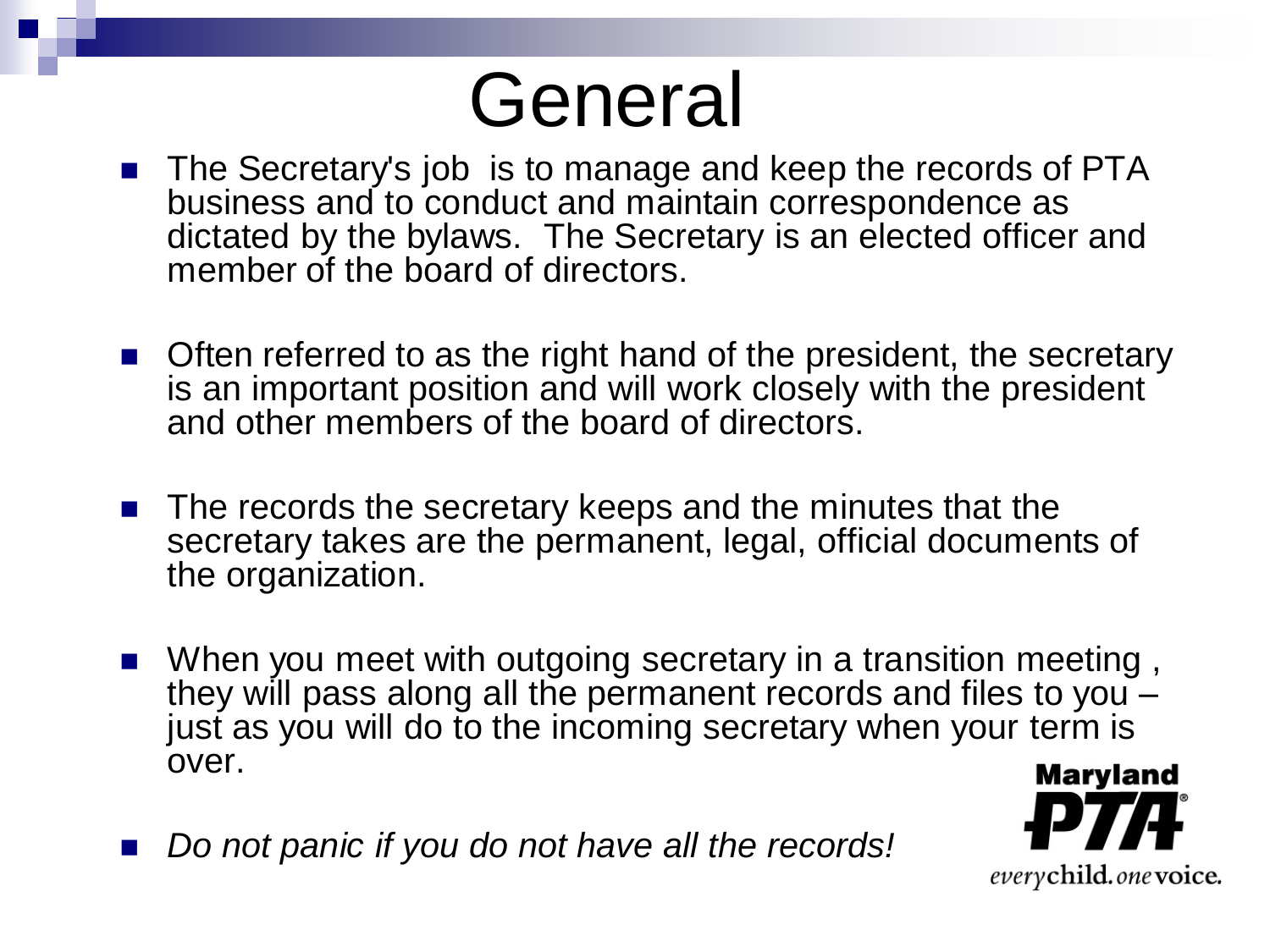# General

- The Secretary's job is to manage and keep the records of PTA business and to conduct and maintain correspondence as dictated by the bylaws. The Secretary is an elected officer and member of the board of directors.
- Often referred to as the right hand of the president, the secretary is an important position and will work closely with the president and other members of the board of directors.
- The records the secretary keeps and the minutes that the secretary takes are the permanent, legal, official documents of the organization.
- When you meet with outgoing secretary in a transition meeting , they will pass along all the permanent records and files to you – just as you will do to the incoming secretary when your term is over.
- *Do not panic if you do not have all the records!*

Maryland PTA® everychild. onevoice.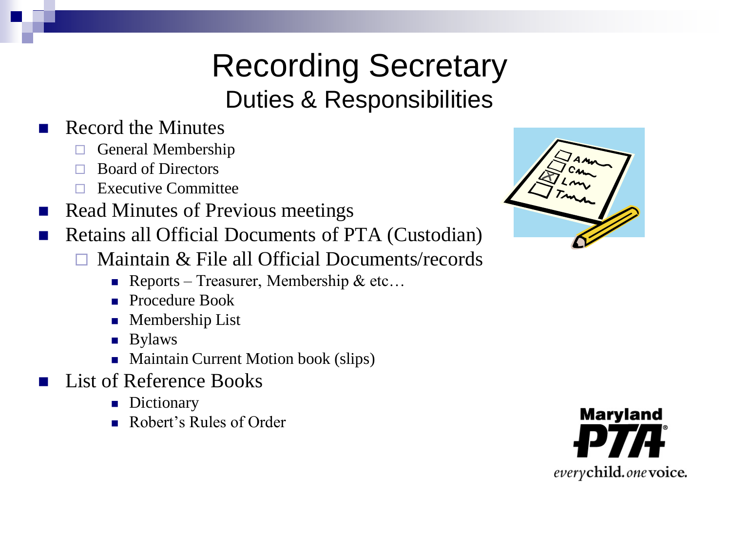# Recording Secretary

## Duties & Responsibilities

- Record the Minutes
  - General Membership
  - Board of Directors
  - Executive Committee
- Read Minutes of Previous meetings
- Retains all Official Documents of PTA (Custodian)
  - Maintain & File all Official Documents/records
    - Reports – Treasurer, Membership & etc…
    - Procedure Book
    - Membership List
    - Bylaws
    - Maintain Current Motion book (slips)
- List of Reference Books
    - Dictionary
    - Robert's Rules of Order

Maryland PTA
*every* **child.** *one* **voice.**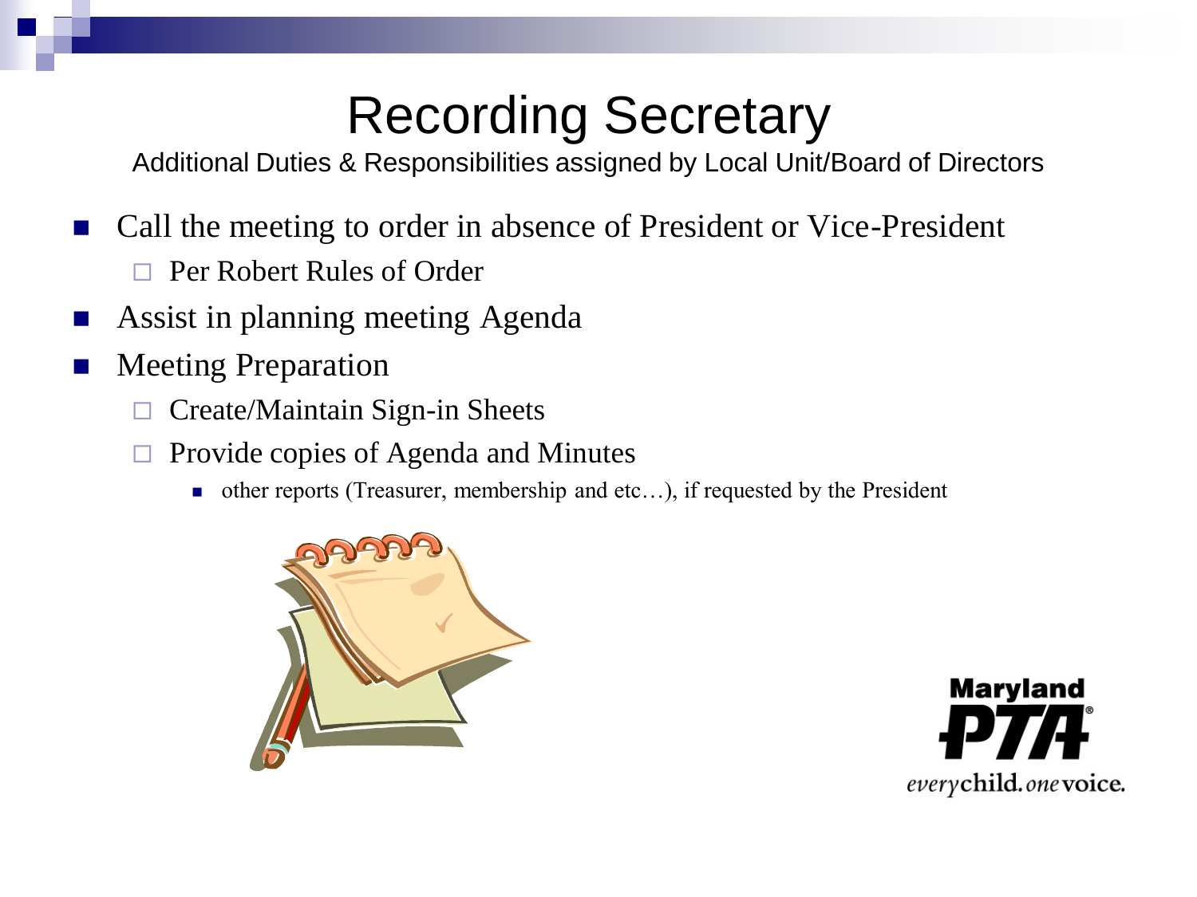# Recording Secretary

Additional Duties & Responsibilities assigned by Local Unit/Board of Directors

- Call the meeting to order in absence of President or Vice-President
  - Per Robert Rules of Order
- Assist in planning meeting Agenda
- Meeting Preparation
  - Create/Maintain Sign-in Sheets
  - Provide copies of Agenda and Minutes
    - other reports (Treasurer, membership and etc…), if requested by the President

Maryland PTA® *every* child. *one* voice.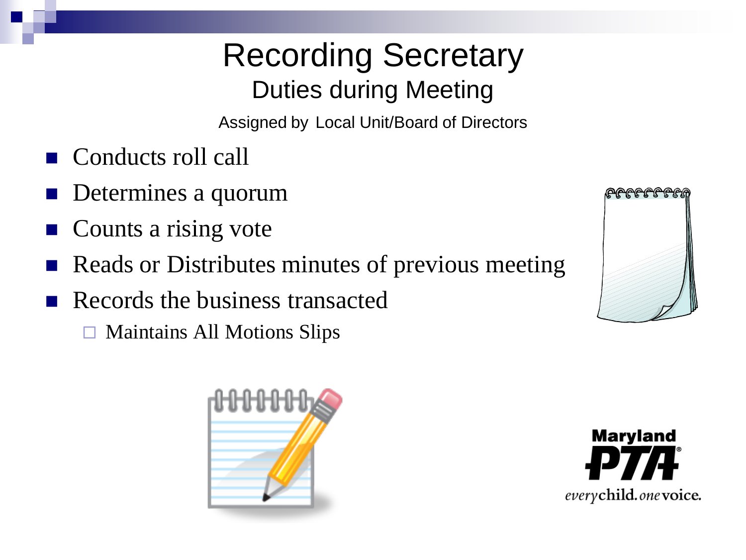# Recording Secretary

## Duties during Meeting

Assigned by Local Unit/Board of Directors

- Conducts roll call
- Determines a quorum
- Counts a rising vote
- Reads or Distributes minutes of previous meeting
- Records the business transacted
  - Maintains All Motions Slips

Maryland PTA

*every* **child.** *one* **voice.**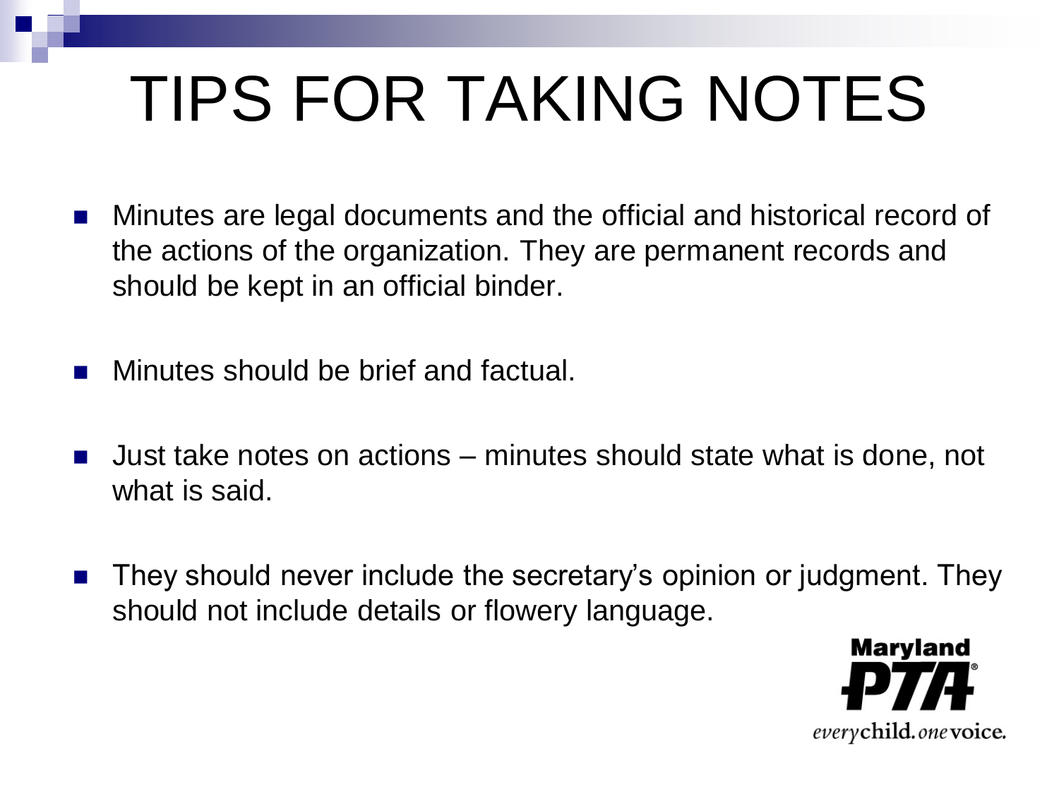# TIPS FOR TAKING NOTES

- Minutes are legal documents and the official and historical record of the actions of the organization. They are permanent records and should be kept in an official binder.
- Minutes should be brief and factual.
- Just take notes on actions – minutes should state what is done, not what is said.
- They should never include the secretary's opinion or judgment. They should not include details or flowery language.

Maryland PTA
*every* **child.** *one* **voice.**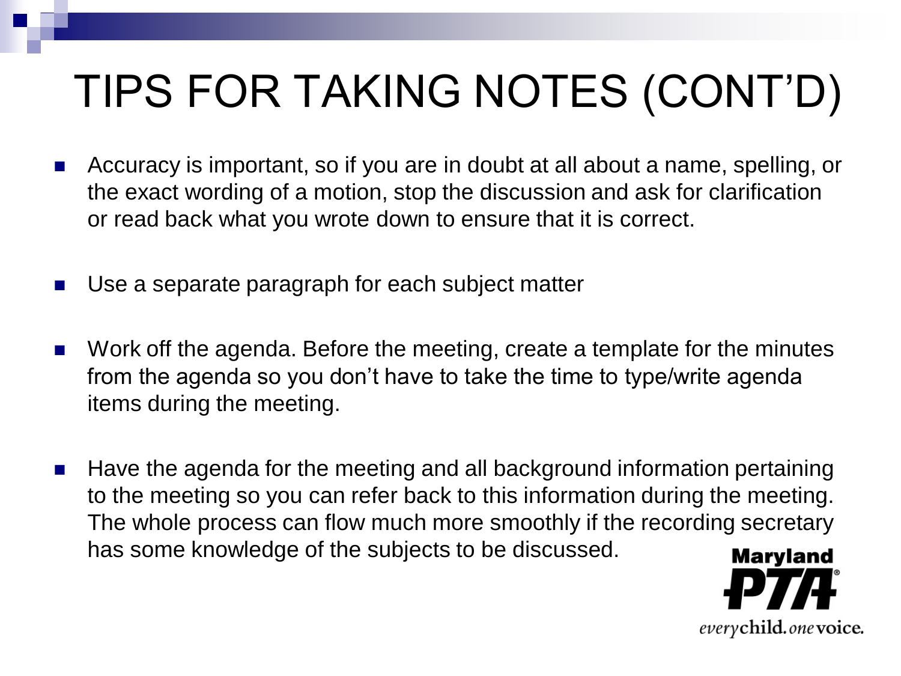# TIPS FOR TAKING NOTES (CONT'D)

- Accuracy is important, so if you are in doubt at all about a name, spelling, or the exact wording of a motion, stop the discussion and ask for clarification or read back what you wrote down to ensure that it is correct.
- Use a separate paragraph for each subject matter
- Work off the agenda. Before the meeting, create a template for the minutes from the agenda so you don't have to take the time to type/write agenda items during the meeting.
- Have the agenda for the meeting and all background information pertaining to the meeting so you can refer back to this information during the meeting. The whole process can flow much more smoothly if the recording secretary has some knowledge of the subjects to be discussed.

Maryland PTA

*every* **child.** *one* **voice.**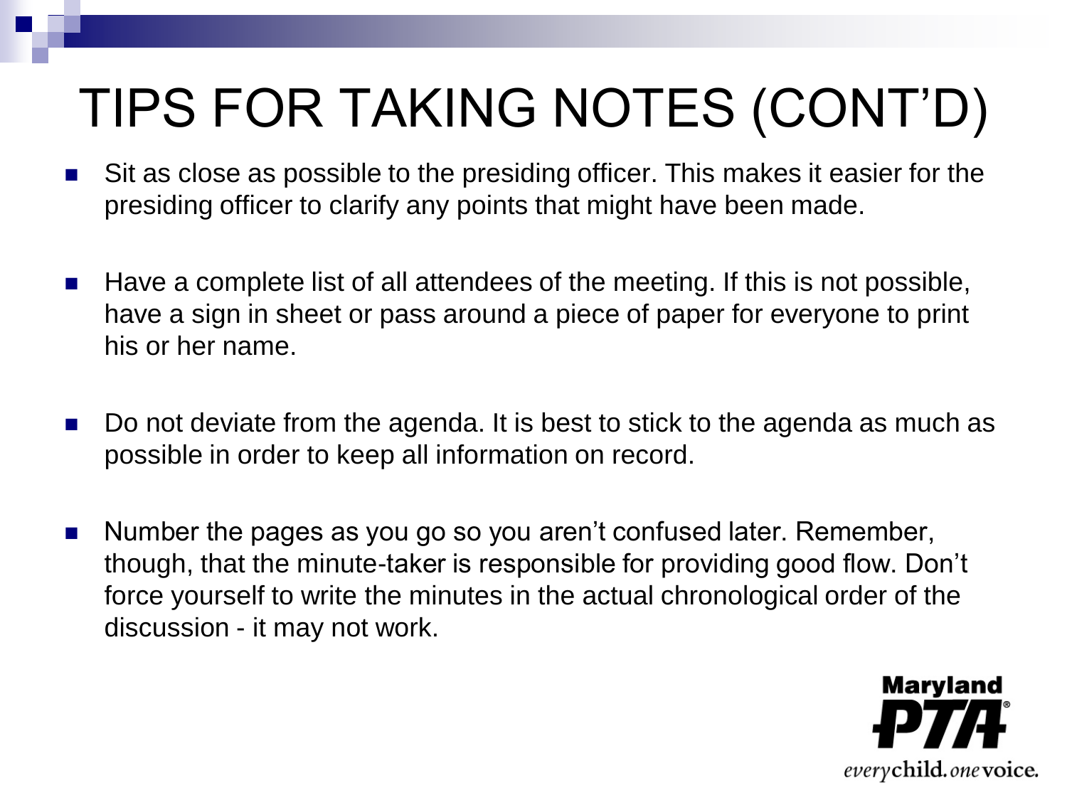# TIPS FOR TAKING NOTES (CONT'D)

- Sit as close as possible to the presiding officer. This makes it easier for the presiding officer to clarify any points that might have been made.
- Have a complete list of all attendees of the meeting. If this is not possible, have a sign in sheet or pass around a piece of paper for everyone to print his or her name.
- Do not deviate from the agenda. It is best to stick to the agenda as much as possible in order to keep all information on record.
- Number the pages as you go so you aren't confused later. Remember, though, that the minute-taker is responsible for providing good flow. Don't force yourself to write the minutes in the actual chronological order of the discussion - it may not work.

Maryland PTA®
*every* **child.** *one* **voice.**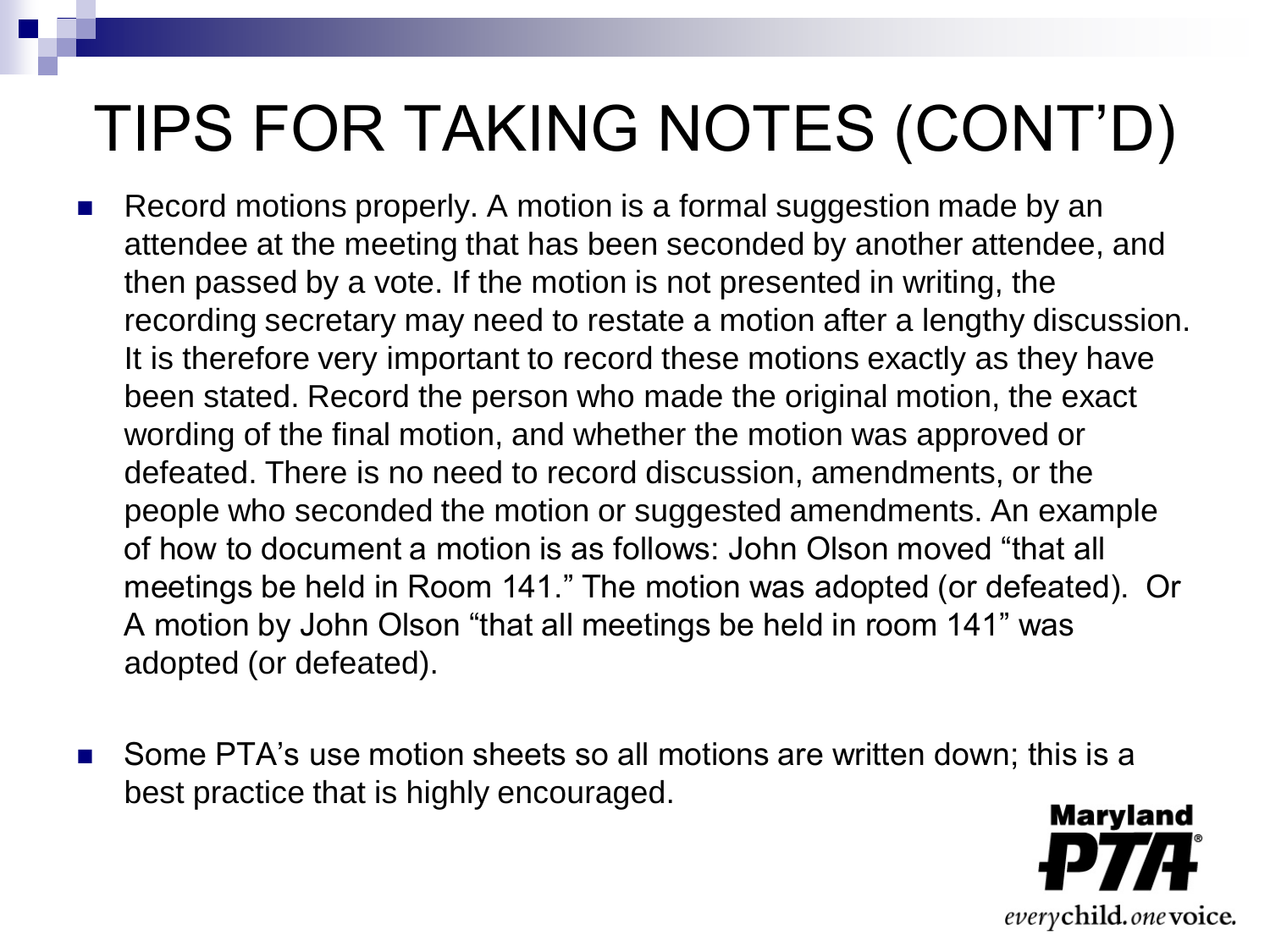# TIPS FOR TAKING NOTES (CONT'D)

- Record motions properly. A motion is a formal suggestion made by an attendee at the meeting that has been seconded by another attendee, and then passed by a vote. If the motion is not presented in writing, the recording secretary may need to restate a motion after a lengthy discussion. It is therefore very important to record these motions exactly as they have been stated. Record the person who made the original motion, the exact wording of the final motion, and whether the motion was approved or defeated. There is no need to record discussion, amendments, or the people who seconded the motion or suggested amendments. An example of how to document a motion is as follows: John Olson moved "that all meetings be held in Room 141." The motion was adopted (or defeated). Or A motion by John Olson "that all meetings be held in room 141" was adopted (or defeated).

- Some PTA's use motion sheets so all motions are written down; this is a best practice that is highly encouraged.

Maryland PTA®
everychild. onevoice.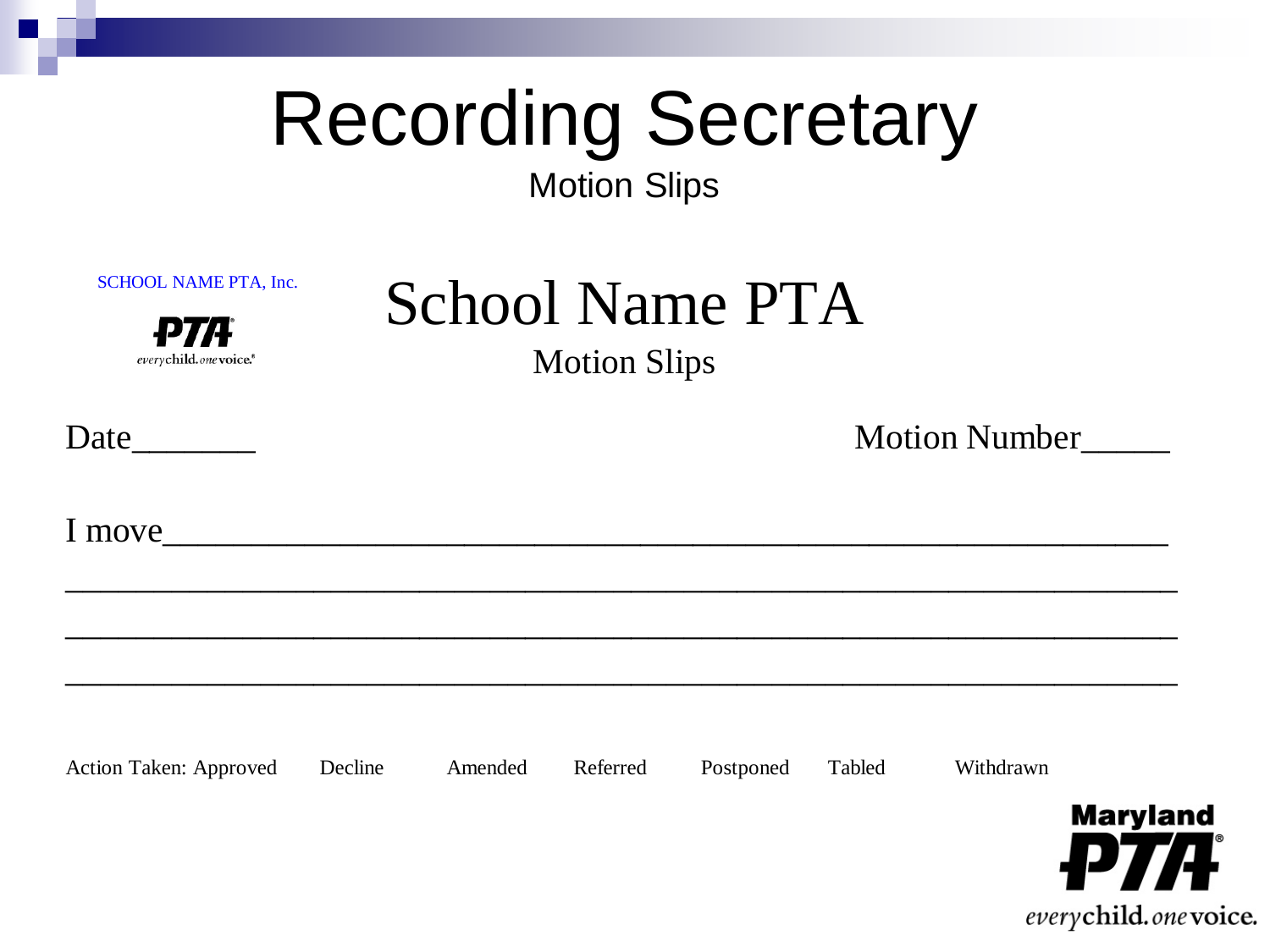# Recording Secretary

Motion Slips

SCHOOL NAME PTA, Inc.

PTA
everychild. one voice.

## School Name PTA

Motion Slips

Date_______ Motion Number_____

I move__________________________________________________________
_______________________________________________________________
_______________________________________________________________
_______________________________________________________________

Action Taken: Approved  Decline  Amended  Referred  Postponed  Tabled  Withdrawn

Maryland PTA
everychild. one voice.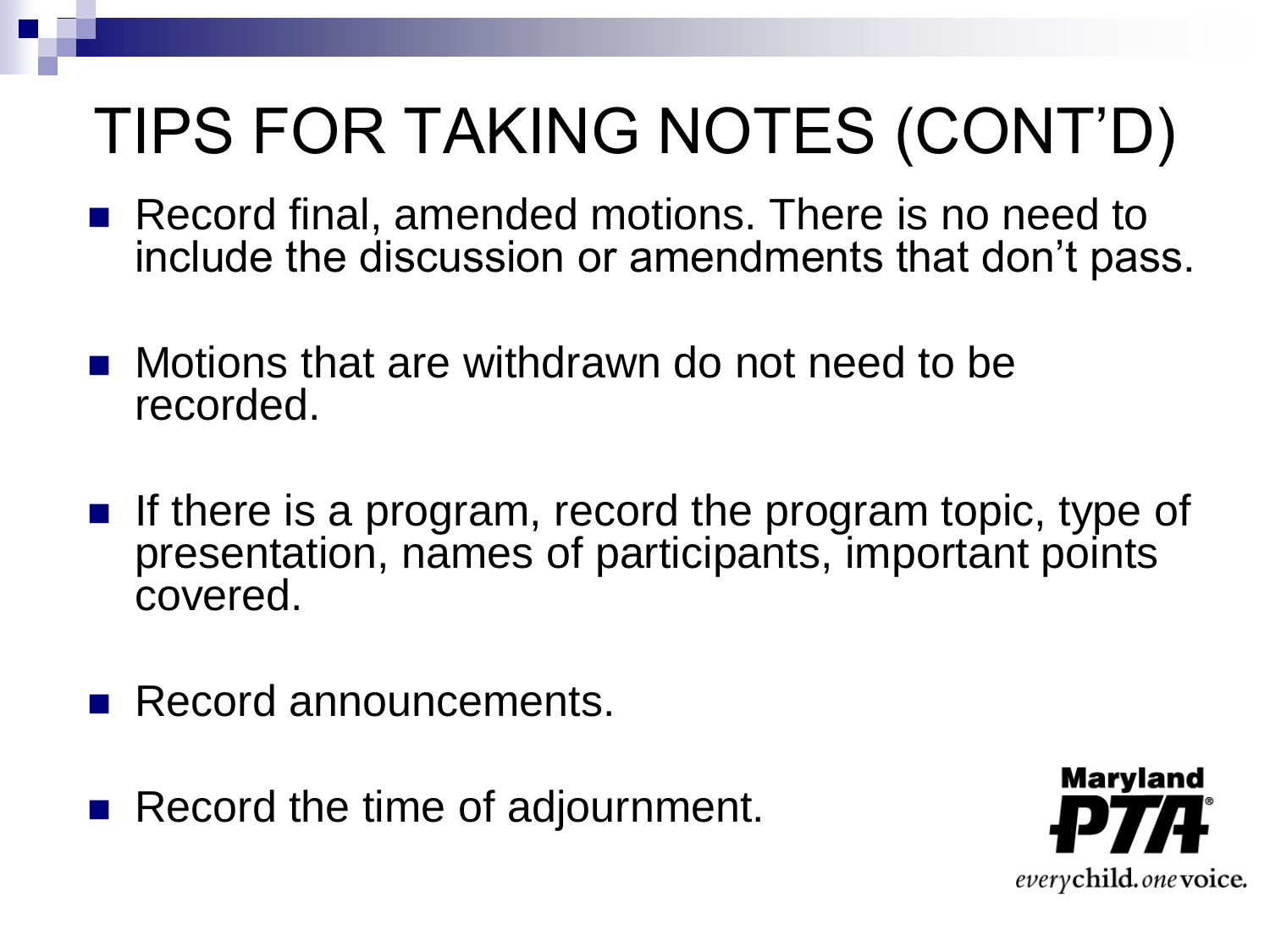# TIPS FOR TAKING NOTES (CONT'D)

- Record final, amended motions. There is no need to include the discussion or amendments that don't pass.
- Motions that are withdrawn do not need to be recorded.
- If there is a program, record the program topic, type of presentation, names of participants, important points covered.
- Record announcements.
- Record the time of adjournment.

Maryland PTA® every child. one voice.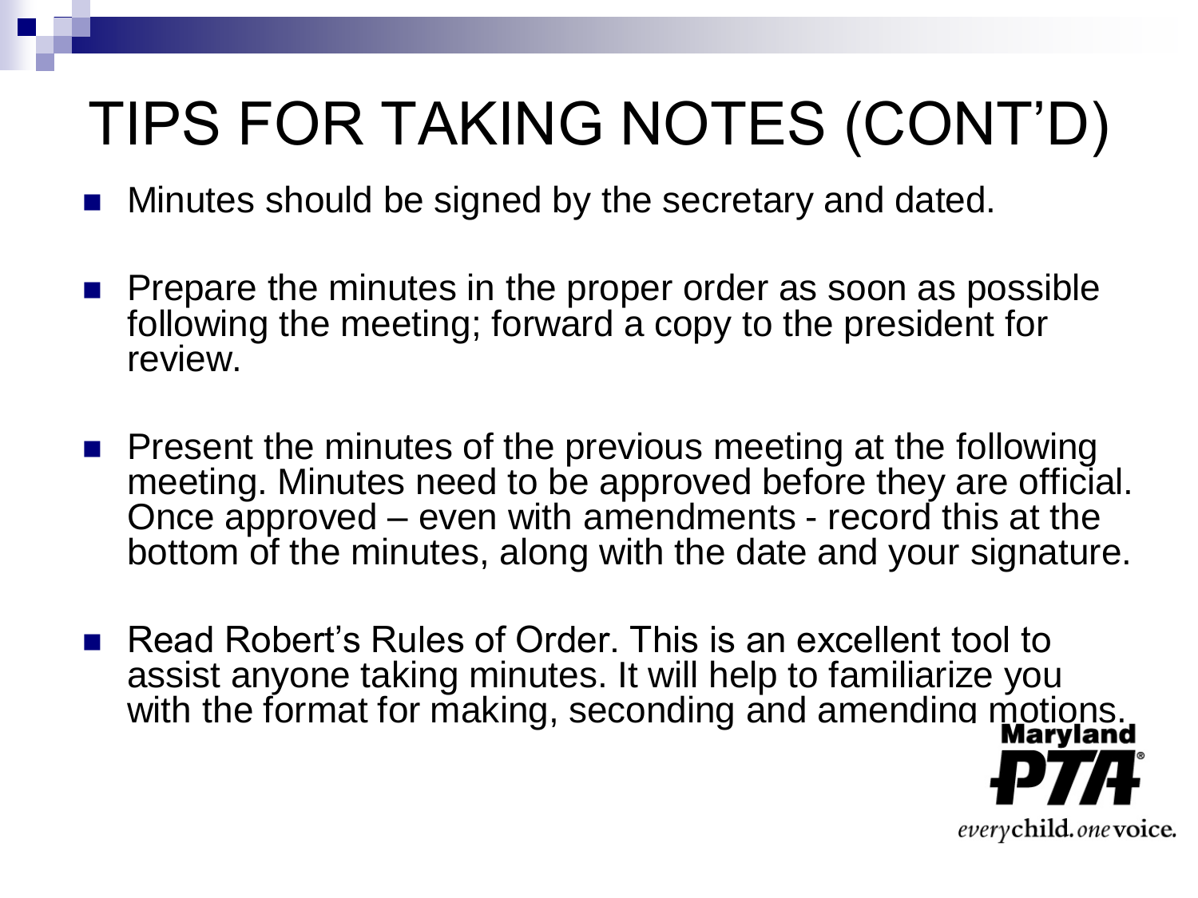# TIPS FOR TAKING NOTES (CONT'D)

- Minutes should be signed by the secretary and dated.
- Prepare the minutes in the proper order as soon as possible following the meeting; forward a copy to the president for review.
- Present the minutes of the previous meeting at the following meeting. Minutes need to be approved before they are official. Once approved – even with amendments - record this at the bottom of the minutes, along with the date and your signature.
- Read Robert's Rules of Order. This is an excellent tool to assist anyone taking minutes. It will help to familiarize you with the format for making, seconding and amending motions.

Maryland PTA®

*every* **child.** *one* **voice.**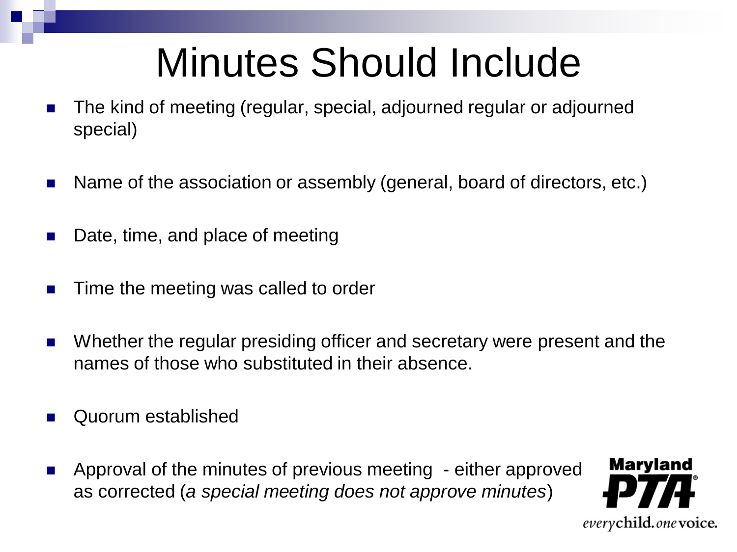# Minutes Should Include

- The kind of meeting (regular, special, adjourned regular or adjourned special)
- Name of the association or assembly (general, board of directors, etc.)
- Date, time, and place of meeting
- Time the meeting was called to order
- Whether the regular presiding officer and secretary were present and the names of those who substituted in their absence.
- Quorum established
- Approval of the minutes of previous meeting - either approved as corrected (*a special meeting does not approve minutes*)

Maryland PTA
everychild. onevoice.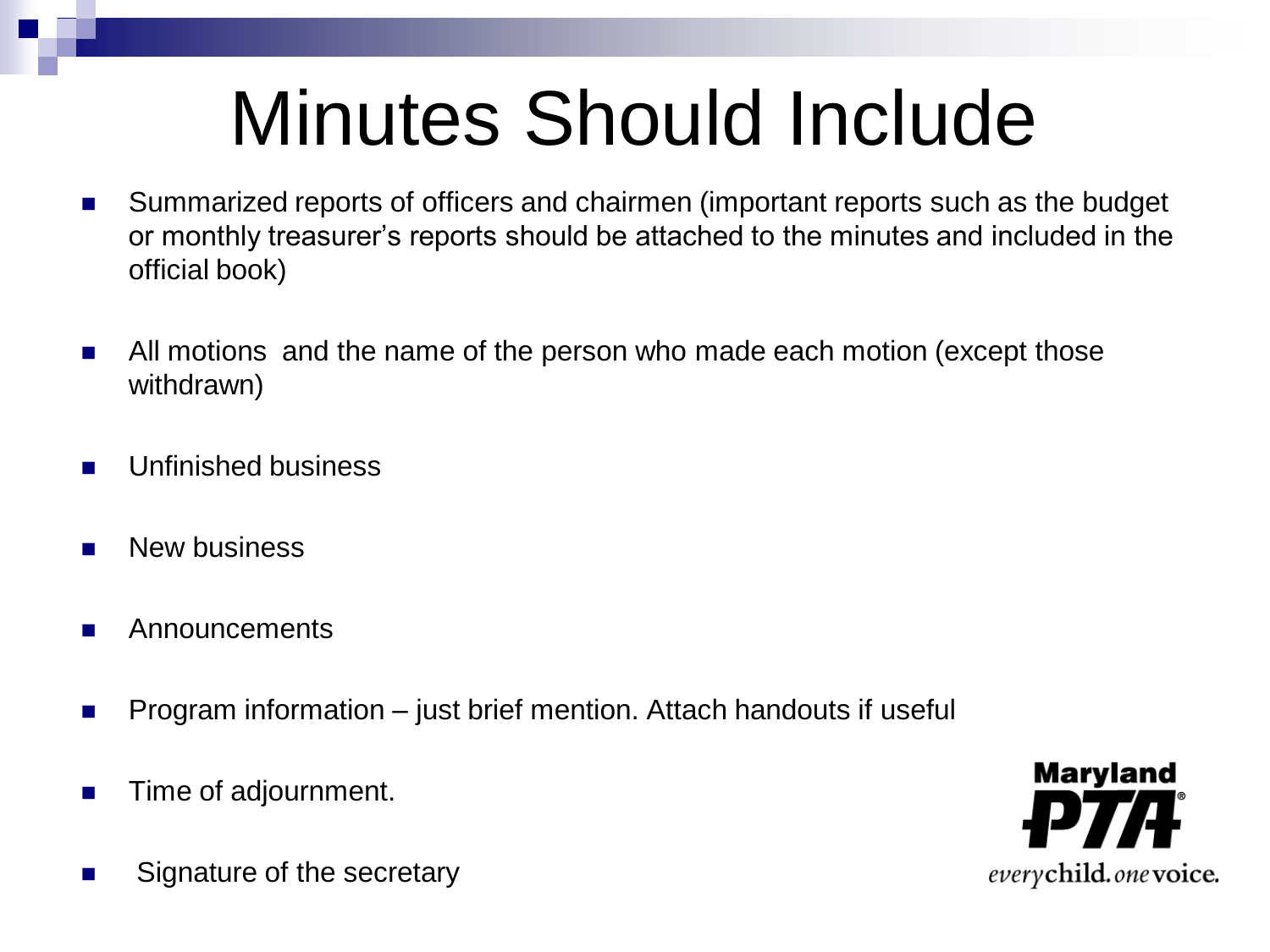# Minutes Should Include

- Summarized reports of officers and chairmen (important reports such as the budget or monthly treasurer's reports should be attached to the minutes and included in the official book)
- All motions and the name of the person who made each motion (except those withdrawn)
- Unfinished business
- New business
- Announcements
- Program information – just brief mention. Attach handouts if useful
- Time of adjournment.
- Signature of the secretary

Maryland PTA®
*every* **child.** *one* **voice.**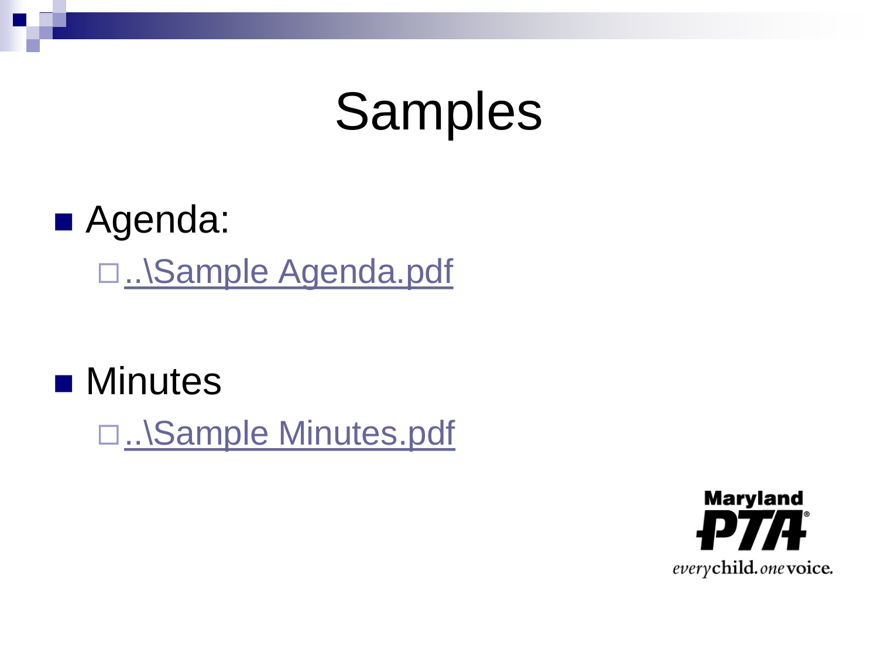# Samples

- Agenda:
  - ..\Sample Agenda.pdf
- Minutes
  - ..\Sample Minutes.pdf

Maryland PTA
every child. one voice.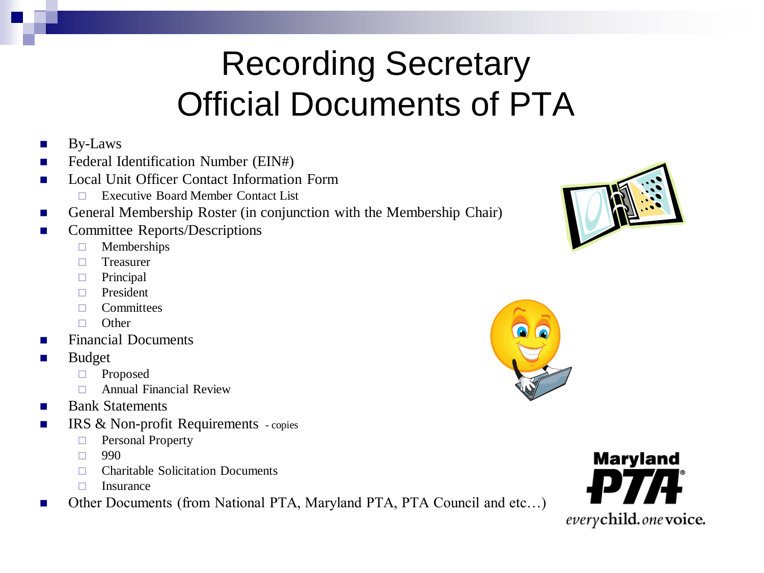# Recording Secretary Official Documents of PTA

- By-Laws
- Federal Identification Number (EIN#)
- Local Unit Officer Contact Information Form
  - Executive Board Member Contact List
- General Membership Roster (in conjunction with the Membership Chair)
- Committee Reports/Descriptions
  - Memberships
  - Treasurer
  - Principal
  - President
  - Committees
  - Other
- Financial Documents
- Budget
  - Proposed
  - Annual Financial Review
- Bank Statements
- IRS & Non-profit Requirements - copies
  - Personal Property
  - 990
  - Charitable Solicitation Documents
  - Insurance
- Other Documents (from National PTA, Maryland PTA, PTA Council and etc…)

Maryland PTA
*every* **child.** *one* **voice.**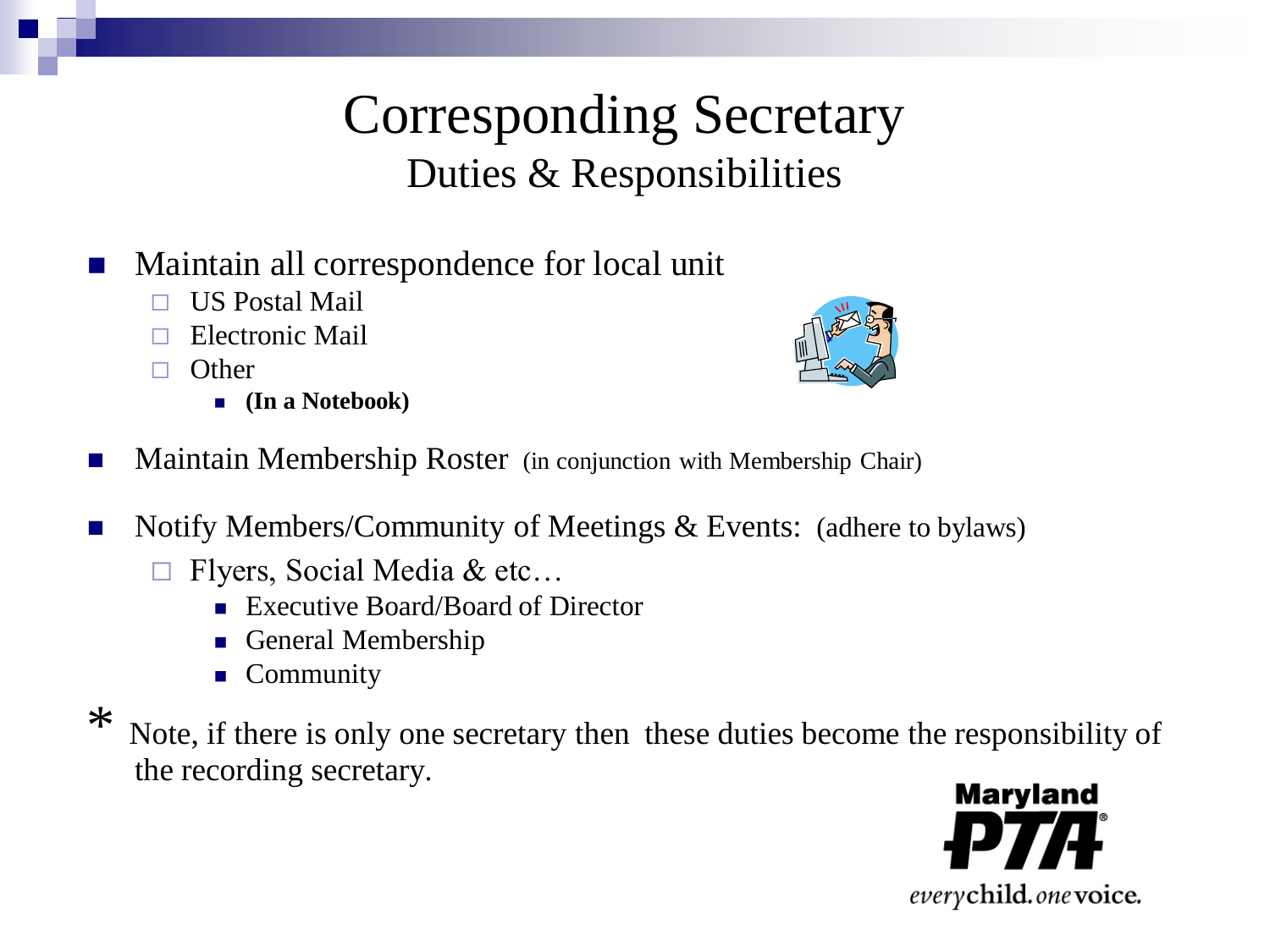# Corresponding Secretary

## Duties & Responsibilities

- Maintain all correspondence for local unit
  - US Postal Mail
  - Electronic Mail
  - Other
    - **(In a Notebook)**

- Maintain Membership Roster (in conjunction with Membership Chair)

- Notify Members/Community of Meetings & Events: (adhere to bylaws)
  - Flyers, Social Media & etc…
    - Executive Board/Board of Director
    - General Membership
    - Community

\* Note, if there is only one secretary then these duties become the responsibility of the recording secretary.

Maryland PTA
*every* child. *one* voice.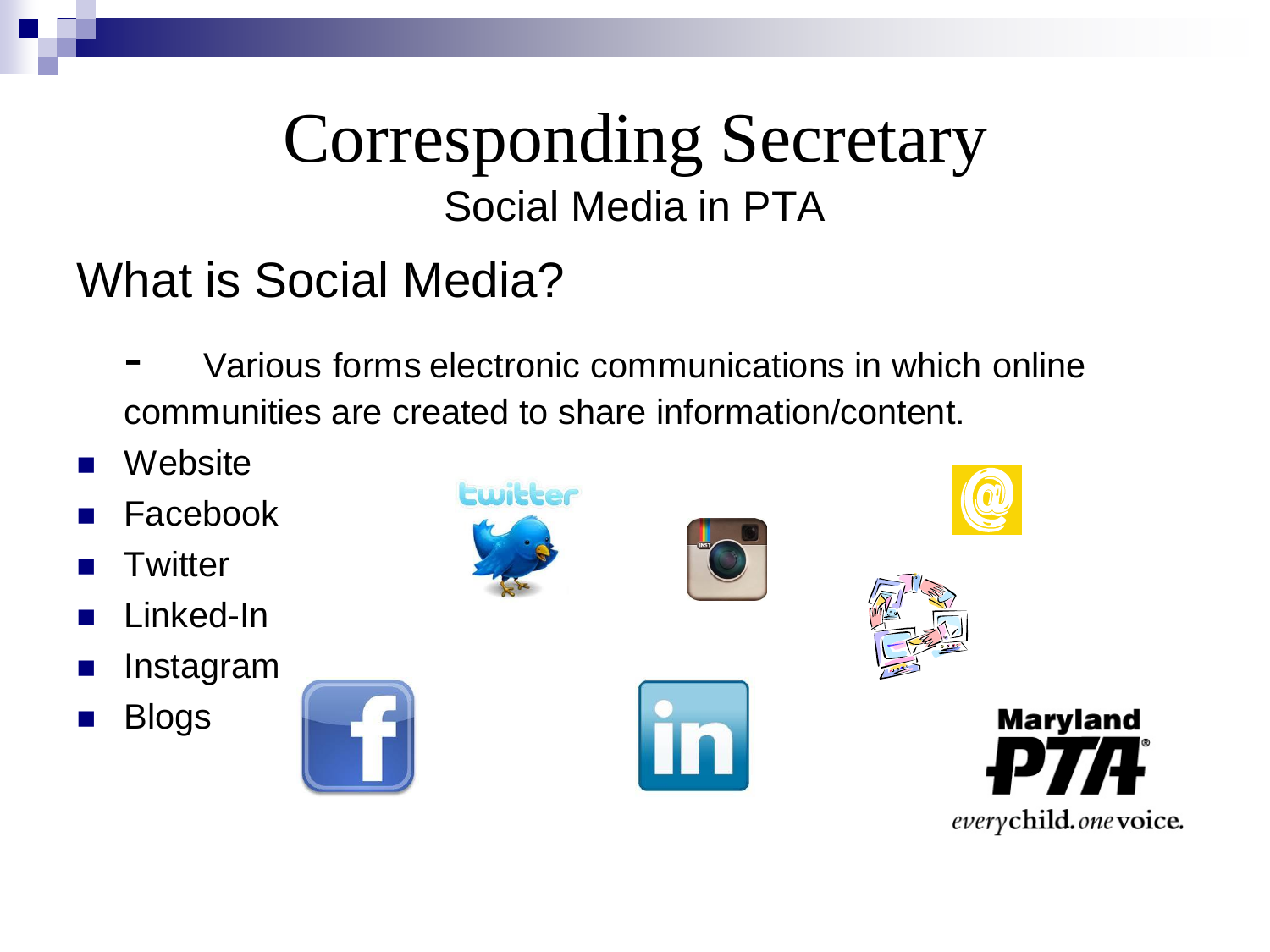# Corresponding Secretary

## Social Media in PTA

## What is Social Media?

- Various forms electronic communications in which online communities are created to share information/content.

- Website
- Facebook
- Twitter
- Linked-In
- Instagram
- Blogs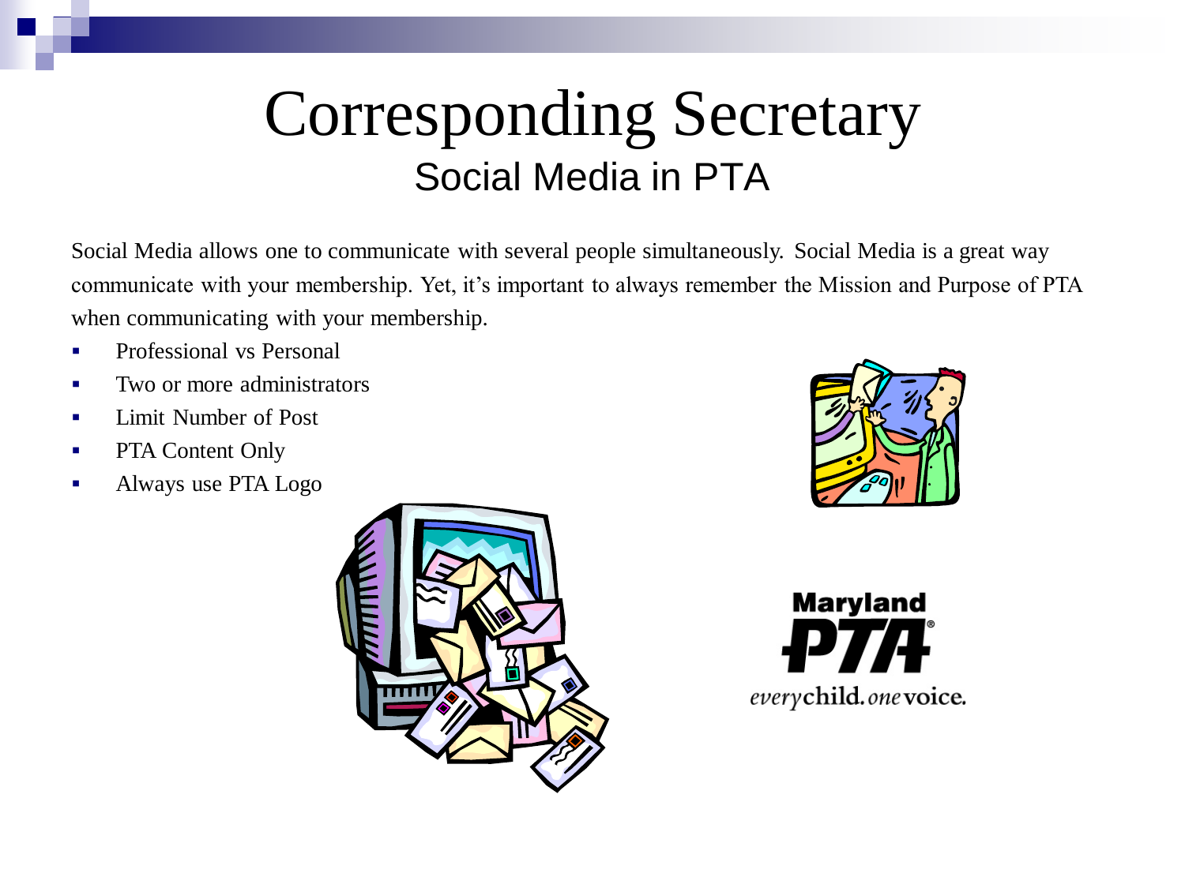# Corresponding Secretary

## Social Media in PTA

Social Media allows one to communicate with several people simultaneously. Social Media is a great way communicate with your membership. Yet, it's important to always remember the Mission and Purpose of PTA when communicating with your membership.

- Professional vs Personal
- Two or more administrators
- Limit Number of Post
- PTA Content Only
- Always use PTA Logo

Maryland PTA

*every*child. *one*voice.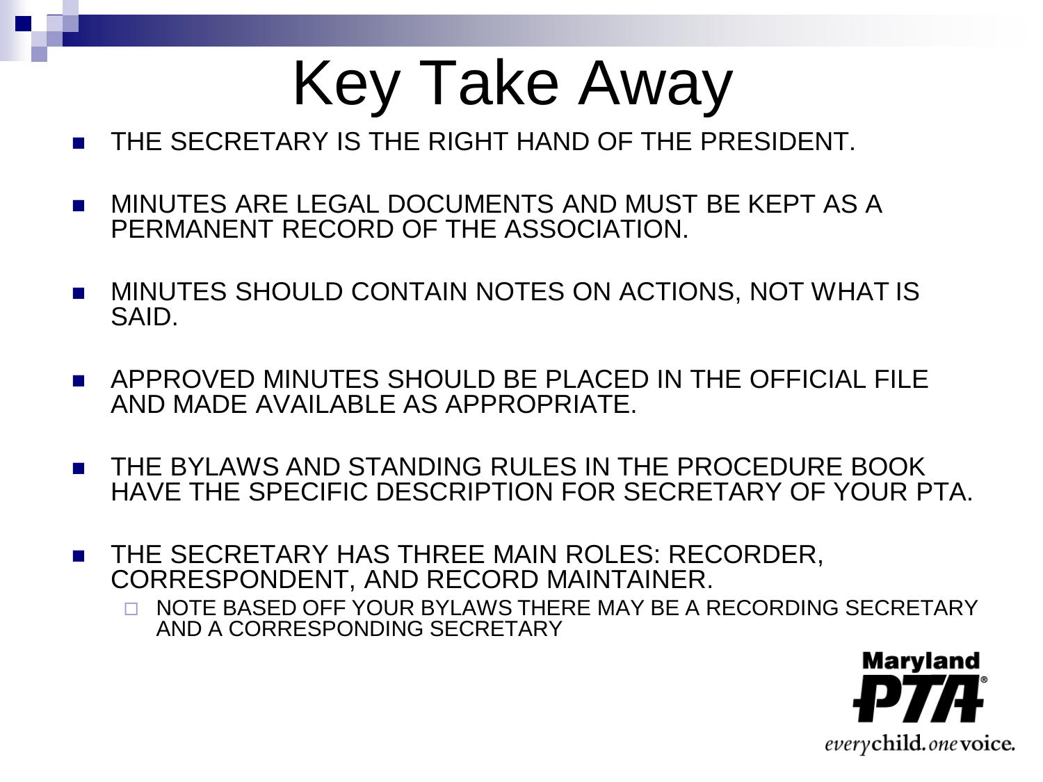# Key Take Away

- THE SECRETARY IS THE RIGHT HAND OF THE PRESIDENT.
- MINUTES ARE LEGAL DOCUMENTS AND MUST BE KEPT AS A PERMANENT RECORD OF THE ASSOCIATION.
- MINUTES SHOULD CONTAIN NOTES ON ACTIONS, NOT WHAT IS SAID.
- APPROVED MINUTES SHOULD BE PLACED IN THE OFFICIAL FILE AND MADE AVAILABLE AS APPROPRIATE.
- THE BYLAWS AND STANDING RULES IN THE PROCEDURE BOOK HAVE THE SPECIFIC DESCRIPTION FOR SECRETARY OF YOUR PTA.
- THE SECRETARY HAS THREE MAIN ROLES: RECORDER, CORRESPONDENT, AND RECORD MAINTAINER.
  - NOTE BASED OFF YOUR BYLAWS THERE MAY BE A RECORDING SECRETARY AND A CORRESPONDING SECRETARY

Maryland PTA®
*every* child. *one* voice.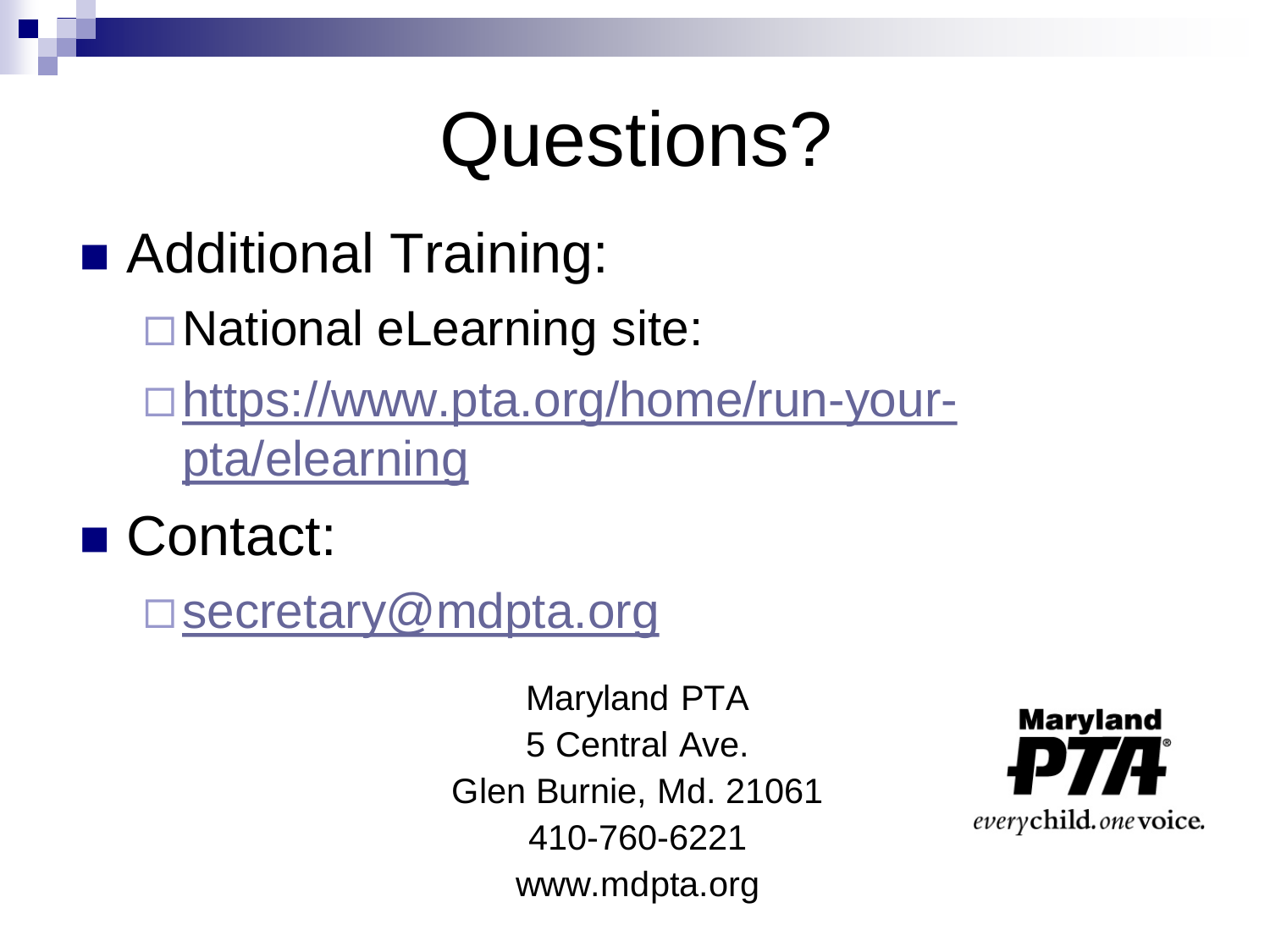# Questions?

- Additional Training:
  - National eLearning site:
  - https://www.pta.org/home/run-your-pta/elearning
- Contact:
  - secretary@mdpta.org

Maryland PTA
5 Central Ave.
Glen Burnie, Md. 21061
410-760-6221
www.mdpta.org

Maryland PTA
everychild. onevoice.